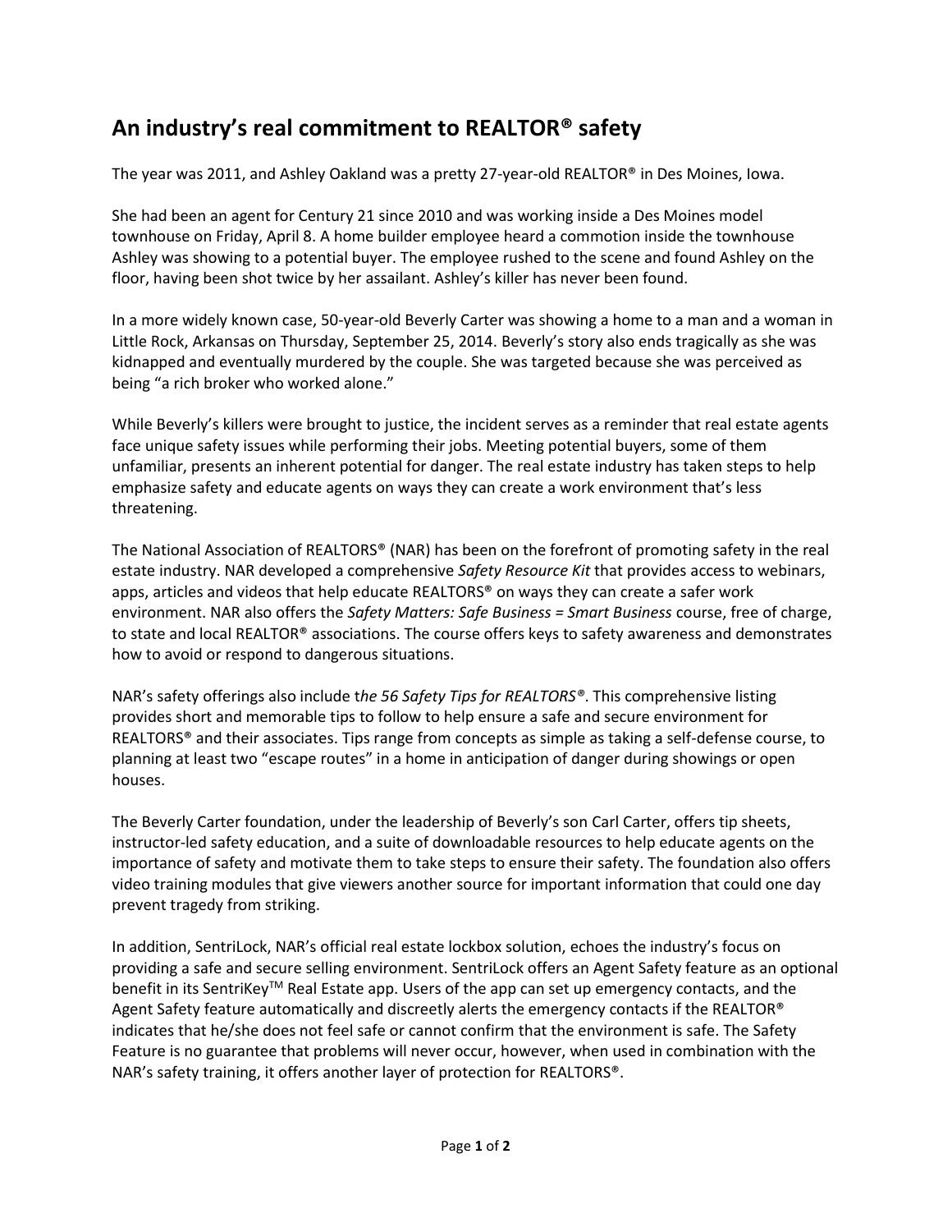# An industry's real commitment to REALTOR® safety

The year was 2011, and Ashley Oakland was a pretty 27-year-old REALTOR® in Des Moines, Iowa.

She had been an agent for Century 21 since 2010 and was working inside a Des Moines model townhouse on Friday, April 8. A home builder employee heard a commotion inside the townhouse Ashley was showing to a potential buyer. The employee rushed to the scene and found Ashley on the floor, having been shot twice by her assailant. Ashley's killer has never been found.

In a more widely known case, 50-year-old Beverly Carter was showing a home to a man and a woman in Little Rock, Arkansas on Thursday, September 25, 2014. Beverly's story also ends tragically as she was kidnapped and eventually murdered by the couple. She was targeted because she was perceived as being "a rich broker who worked alone."

While Beverly's killers were brought to justice, the incident serves as a reminder that real estate agents face unique safety issues while performing their jobs. Meeting potential buyers, some of them unfamiliar, presents an inherent potential for danger. The real estate industry has taken steps to help emphasize safety and educate agents on ways they can create a work environment that's less threatening.

The National Association of REALTORS® (NAR) has been on the forefront of promoting safety in the real estate industry. NAR developed a comprehensive *Safety Resource Kit* that provides access to webinars, apps, articles and videos that help educate REALTORS® on ways they can create a safer work environment. NAR also offers the *Safety Matters: Safe Business = Smart Business* course, free of charge, to state and local REALTOR® associations. The course offers keys to safety awareness and demonstrates how to avoid or respond to dangerous situations.

NAR's safety offerings also include t*he 56 Safety Tips for REALTORS®*. This comprehensive listing provides short and memorable tips to follow to help ensure a safe and secure environment for REALTORS® and their associates. Tips range from concepts as simple as taking a self-defense course, to planning at least two "escape routes" in a home in anticipation of danger during showings or open houses.

The Beverly Carter foundation, under the leadership of Beverly's son Carl Carter, offers tip sheets, instructor-led safety education, and a suite of downloadable resources to help educate agents on the importance of safety and motivate them to take steps to ensure their safety. The foundation also offers video training modules that give viewers another source for important information that could one day prevent tragedy from striking.

In addition, SentriLock, NAR's official real estate lockbox solution, echoes the industry's focus on providing a safe and secure selling environment. SentriLock offers an Agent Safety feature as an optional benefit in its SentriKey™ Real Estate app. Users of the app can set up emergency contacts, and the Agent Safety feature automatically and discreetly alerts the emergency contacts if the REALTOR® indicates that he/she does not feel safe or cannot confirm that the environment is safe. The Safety Feature is no guarantee that problems will never occur, however, when used in combination with the NAR's safety training, it offers another layer of protection for REALTORS®.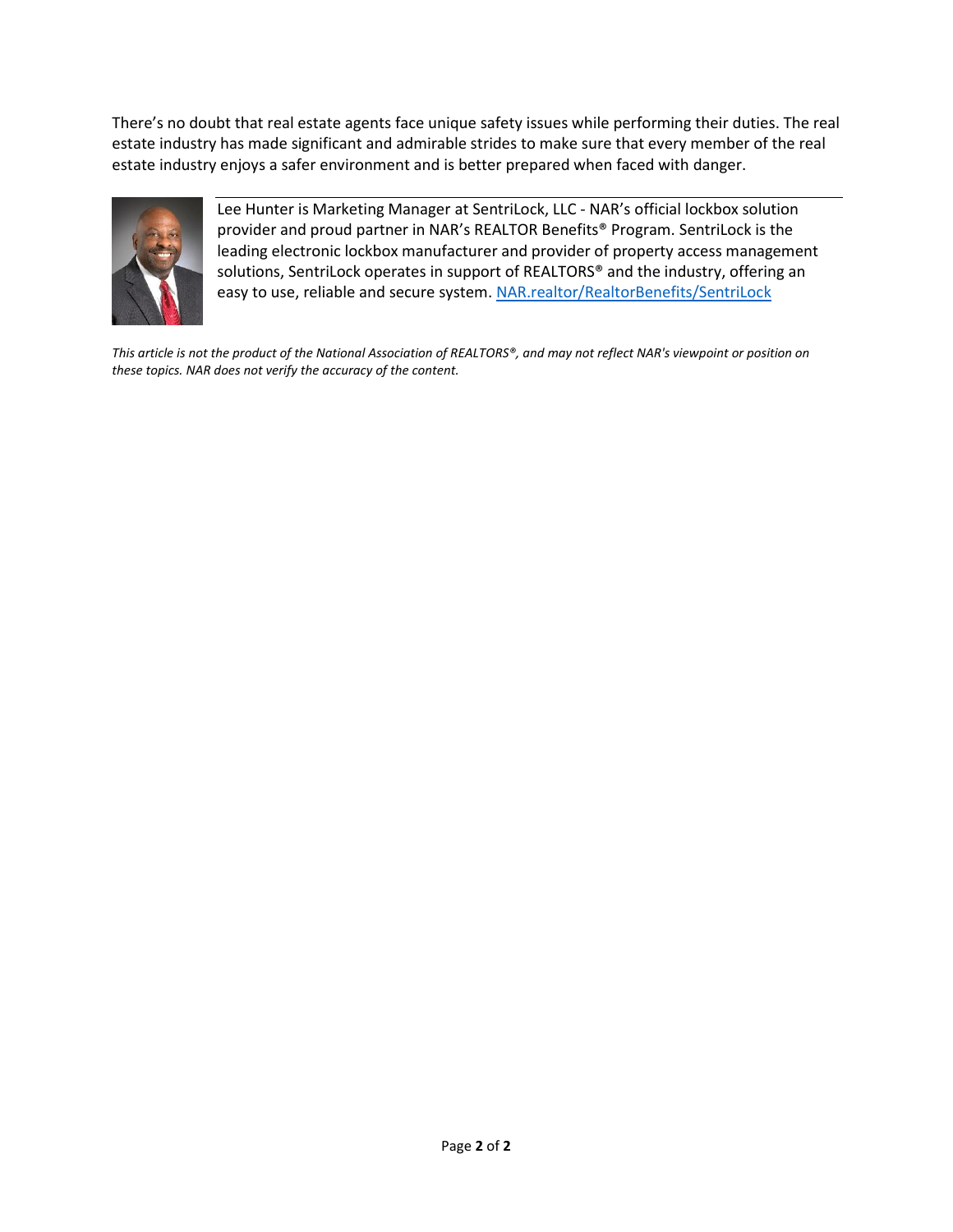There's no doubt that real estate agents face unique safety issues while performing their duties. The real estate industry has made significant and admirable strides to make sure that every member of the real estate industry enjoys a safer environment and is better prepared when faced with danger.

Lee Hunter is Marketing Manager at SentriLock, LLC - NAR's official lockbox solution provider and proud partner in NAR's REALTOR Benefits® Program. SentriLock is the leading electronic lockbox manufacturer and provider of property access management solutions, SentriLock operates in support of REALTORS® and the industry, offering an easy to use, reliable and secure system. [NAR.realtor/RealtorBenefits/SentriLock](NAR.realtor/RealtorBenefits/SentriLock)

*This article is not the product of the National Association of REALTORS®, and may not reflect NAR's viewpoint or position on these topics. NAR does not verify the accuracy of the content.*